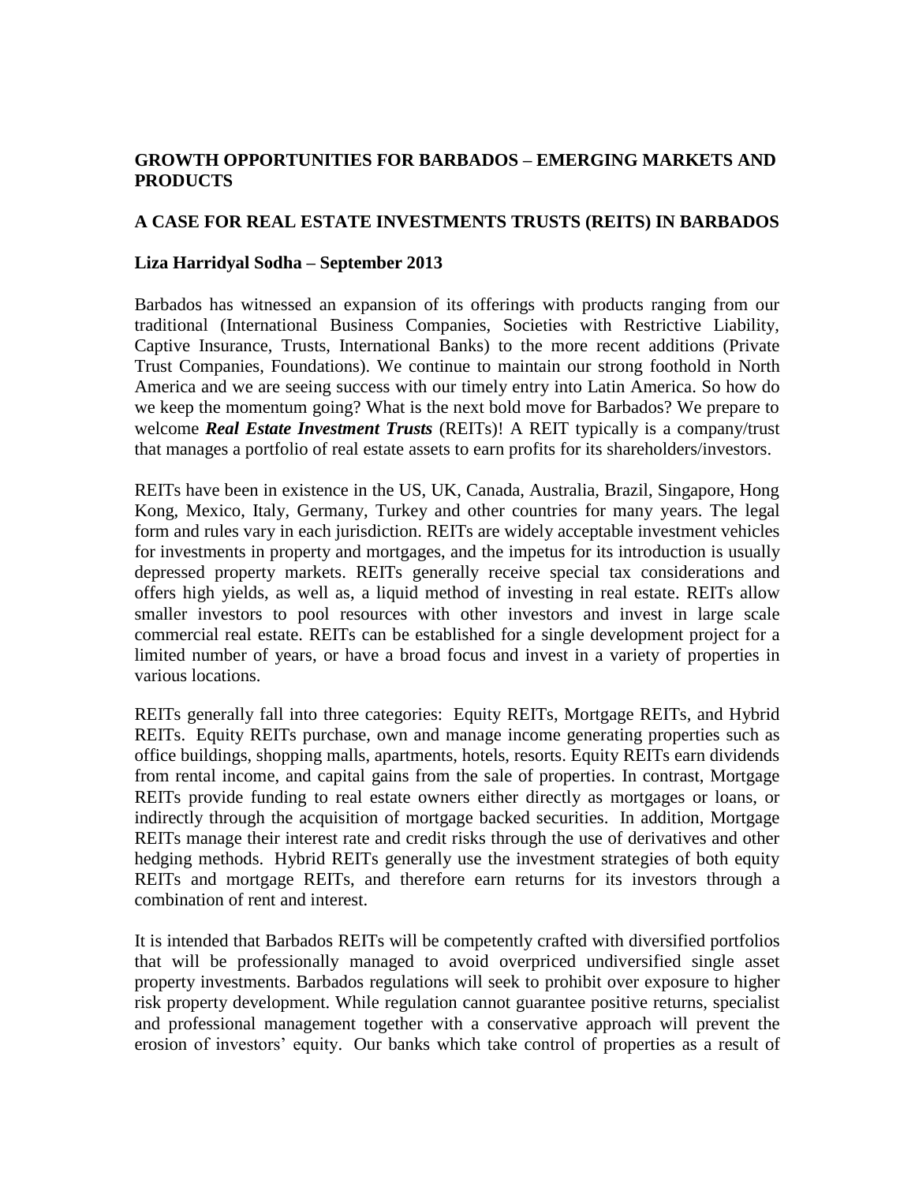## GROWTH OPPORTUNITIES FOR BARBADOS – EMERGING MARKETS AND PRODUCTS

## A CASE FOR REAL ESTATE INVESTMENTS TRUSTS (REITS) IN BARBADOS

### Liza Harridyal Sodha – September 2013

Barbados has witnessed an expansion of its offerings with products ranging from our traditional (International Business Companies, Societies with Restrictive Liability, Captive Insurance, Trusts, International Banks) to the more recent additions (Private Trust Companies, Foundations). We continue to maintain our strong foothold in North America and we are seeing success with our timely entry into Latin America. So how do we keep the momentum going? What is the next bold move for Barbados? We prepare to welcome ***Real Estate Investment Trusts*** (REITs)! A REIT typically is a company/trust that manages a portfolio of real estate assets to earn profits for its shareholders/investors.

REITs have been in existence in the US, UK, Canada, Australia, Brazil, Singapore, Hong Kong, Mexico, Italy, Germany, Turkey and other countries for many years. The legal form and rules vary in each jurisdiction. REITs are widely acceptable investment vehicles for investments in property and mortgages, and the impetus for its introduction is usually depressed property markets. REITs generally receive special tax considerations and offers high yields, as well as, a liquid method of investing in real estate. REITs allow smaller investors to pool resources with other investors and invest in large scale commercial real estate. REITs can be established for a single development project for a limited number of years, or have a broad focus and invest in a variety of properties in various locations.

REITs generally fall into three categories: Equity REITs, Mortgage REITs, and Hybrid REITs. Equity REITs purchase, own and manage income generating properties such as office buildings, shopping malls, apartments, hotels, resorts. Equity REITs earn dividends from rental income, and capital gains from the sale of properties. In contrast, Mortgage REITs provide funding to real estate owners either directly as mortgages or loans, or indirectly through the acquisition of mortgage backed securities. In addition, Mortgage REITs manage their interest rate and credit risks through the use of derivatives and other hedging methods. Hybrid REITs generally use the investment strategies of both equity REITs and mortgage REITs, and therefore earn returns for its investors through a combination of rent and interest.

It is intended that Barbados REITs will be competently crafted with diversified portfolios that will be professionally managed to avoid overpriced undiversified single asset property investments. Barbados regulations will seek to prohibit over exposure to higher risk property development. While regulation cannot guarantee positive returns, specialist and professional management together with a conservative approach will prevent the erosion of investors' equity. Our banks which take control of properties as a result of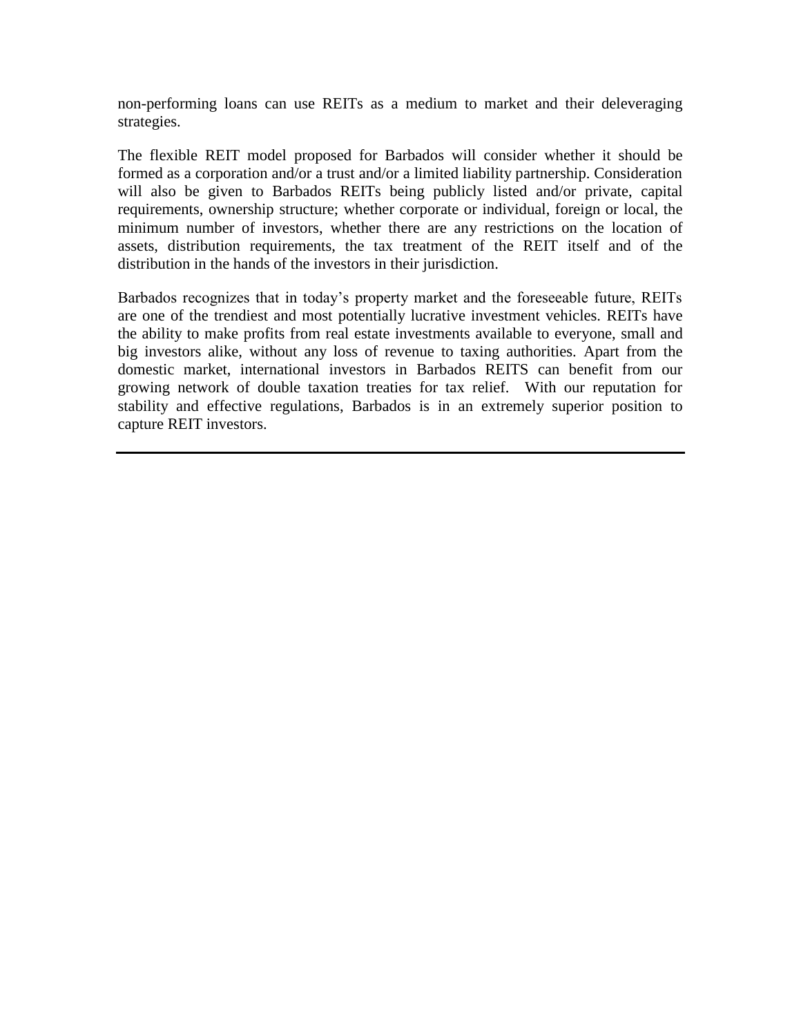non-performing loans can use REITs as a medium to market and their deleveraging strategies.

The flexible REIT model proposed for Barbados will consider whether it should be formed as a corporation and/or a trust and/or a limited liability partnership. Consideration will also be given to Barbados REITs being publicly listed and/or private, capital requirements, ownership structure; whether corporate or individual, foreign or local, the minimum number of investors, whether there are any restrictions on the location of assets, distribution requirements, the tax treatment of the REIT itself and of the distribution in the hands of the investors in their jurisdiction.

Barbados recognizes that in today's property market and the foreseeable future, REITs are one of the trendiest and most potentially lucrative investment vehicles. REITs have the ability to make profits from real estate investments available to everyone, small and big investors alike, without any loss of revenue to taxing authorities. Apart from the domestic market, international investors in Barbados REITS can benefit from our growing network of double taxation treaties for tax relief. With our reputation for stability and effective regulations, Barbados is in an extremely superior position to capture REIT investors.

---